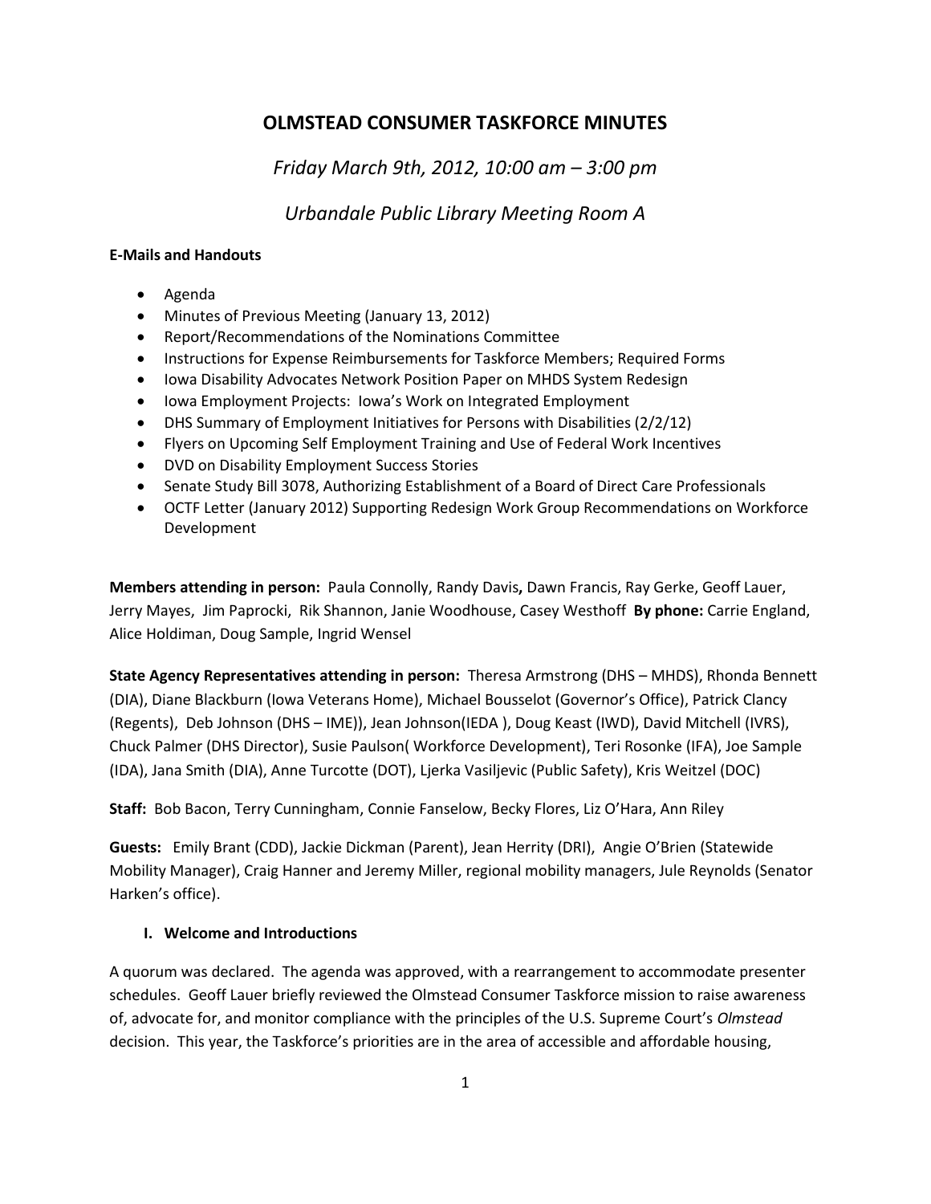# OLMSTEAD CONSUMER TASKFORCE MINUTES

*Friday March 9th, 2012, 10:00 am – 3:00 pm*

*Urbandale Public Library Meeting Room A*

**E-Mails and Handouts**

- Agenda
- Minutes of Previous Meeting (January 13, 2012)
- Report/Recommendations of the Nominations Committee
- Instructions for Expense Reimbursements for Taskforce Members; Required Forms
- Iowa Disability Advocates Network Position Paper on MHDS System Redesign
- Iowa Employment Projects: Iowa's Work on Integrated Employment
- DHS Summary of Employment Initiatives for Persons with Disabilities (2/2/12)
- Flyers on Upcoming Self Employment Training and Use of Federal Work Incentives
- DVD on Disability Employment Success Stories
- Senate Study Bill 3078, Authorizing Establishment of a Board of Direct Care Professionals
- OCTF Letter (January 2012) Supporting Redesign Work Group Recommendations on Workforce Development

**Members attending in person:** Paula Connolly, Randy Davis**,** Dawn Francis, Ray Gerke, Geoff Lauer, Jerry Mayes, Jim Paprocki, Rik Shannon, Janie Woodhouse, Casey Westhoff **By phone:** Carrie England, Alice Holdiman, Doug Sample, Ingrid Wensel

**State Agency Representatives attending in person:** Theresa Armstrong (DHS – MHDS), Rhonda Bennett (DIA), Diane Blackburn (Iowa Veterans Home), Michael Bousselot (Governor's Office), Patrick Clancy (Regents), Deb Johnson (DHS – IME)), Jean Johnson(IEDA ), Doug Keast (IWD), David Mitchell (IVRS), Chuck Palmer (DHS Director), Susie Paulson( Workforce Development), Teri Rosonke (IFA), Joe Sample (IDA), Jana Smith (DIA), Anne Turcotte (DOT), Ljerka Vasiljevic (Public Safety), Kris Weitzel (DOC)

**Staff:** Bob Bacon, Terry Cunningham, Connie Fanselow, Becky Flores, Liz O'Hara, Ann Riley

**Guests:** Emily Brant (CDD), Jackie Dickman (Parent), Jean Herrity (DRI), Angie O'Brien (Statewide Mobility Manager), Craig Hanner and Jeremy Miller, regional mobility managers, Jule Reynolds (Senator Harken's office).

## I. Welcome and Introductions

A quorum was declared. The agenda was approved, with a rearrangement to accommodate presenter schedules. Geoff Lauer briefly reviewed the Olmstead Consumer Taskforce mission to raise awareness of, advocate for, and monitor compliance with the principles of the U.S. Supreme Court's *Olmstead* decision. This year, the Taskforce's priorities are in the area of accessible and affordable housing,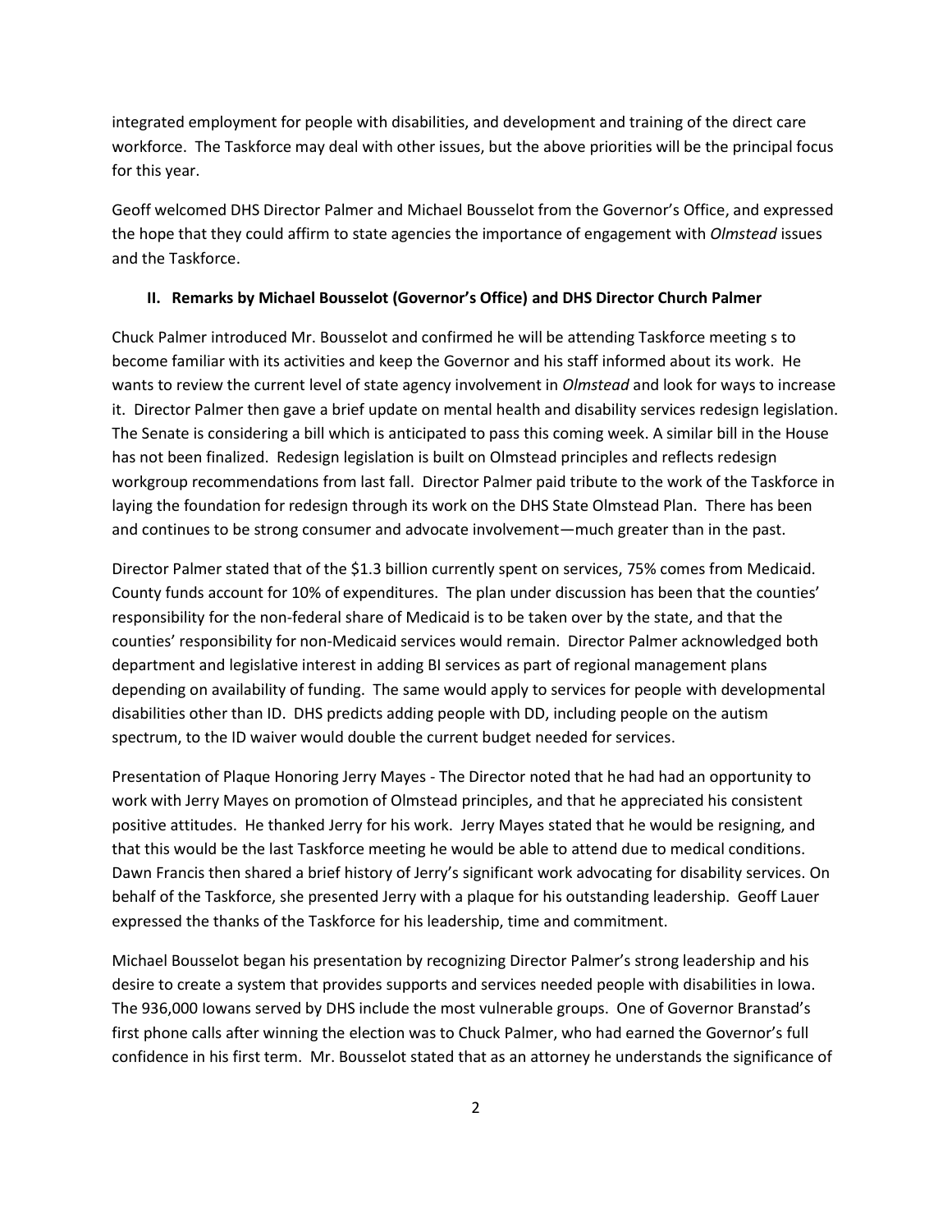integrated employment for people with disabilities, and development and training of the direct care workforce. The Taskforce may deal with other issues, but the above priorities will be the principal focus for this year.

Geoff welcomed DHS Director Palmer and Michael Bousselot from the Governor's Office, and expressed the hope that they could affirm to state agencies the importance of engagement with *Olmstead* issues and the Taskforce.

## II. Remarks by Michael Bousselot (Governor's Office) and DHS Director Church Palmer

Chuck Palmer introduced Mr. Bousselot and confirmed he will be attending Taskforce meeting s to become familiar with its activities and keep the Governor and his staff informed about its work. He wants to review the current level of state agency involvement in *Olmstead* and look for ways to increase it. Director Palmer then gave a brief update on mental health and disability services redesign legislation. The Senate is considering a bill which is anticipated to pass this coming week. A similar bill in the House has not been finalized. Redesign legislation is built on Olmstead principles and reflects redesign workgroup recommendations from last fall. Director Palmer paid tribute to the work of the Taskforce in laying the foundation for redesign through its work on the DHS State Olmstead Plan. There has been and continues to be strong consumer and advocate involvement—much greater than in the past.

Director Palmer stated that of the $1.3 billion currently spent on services, 75% comes from Medicaid. County funds account for 10% of expenditures. The plan under discussion has been that the counties' responsibility for the non-federal share of Medicaid is to be taken over by the state, and that the counties' responsibility for non-Medicaid services would remain. Director Palmer acknowledged both department and legislative interest in adding BI services as part of regional management plans depending on availability of funding. The same would apply to services for people with developmental disabilities other than ID. DHS predicts adding people with DD, including people on the autism spectrum, to the ID waiver would double the current budget needed for services.

Presentation of Plaque Honoring Jerry Mayes - The Director noted that he had had an opportunity to work with Jerry Mayes on promotion of Olmstead principles, and that he appreciated his consistent positive attitudes. He thanked Jerry for his work. Jerry Mayes stated that he would be resigning, and that this would be the last Taskforce meeting he would be able to attend due to medical conditions. Dawn Francis then shared a brief history of Jerry's significant work advocating for disability services. On behalf of the Taskforce, she presented Jerry with a plaque for his outstanding leadership. Geoff Lauer expressed the thanks of the Taskforce for his leadership, time and commitment.

Michael Bousselot began his presentation by recognizing Director Palmer's strong leadership and his desire to create a system that provides supports and services needed people with disabilities in Iowa. The 936,000 Iowans served by DHS include the most vulnerable groups. One of Governor Branstad's first phone calls after winning the election was to Chuck Palmer, who had earned the Governor's full confidence in his first term. Mr. Bousselot stated that as an attorney he understands the significance of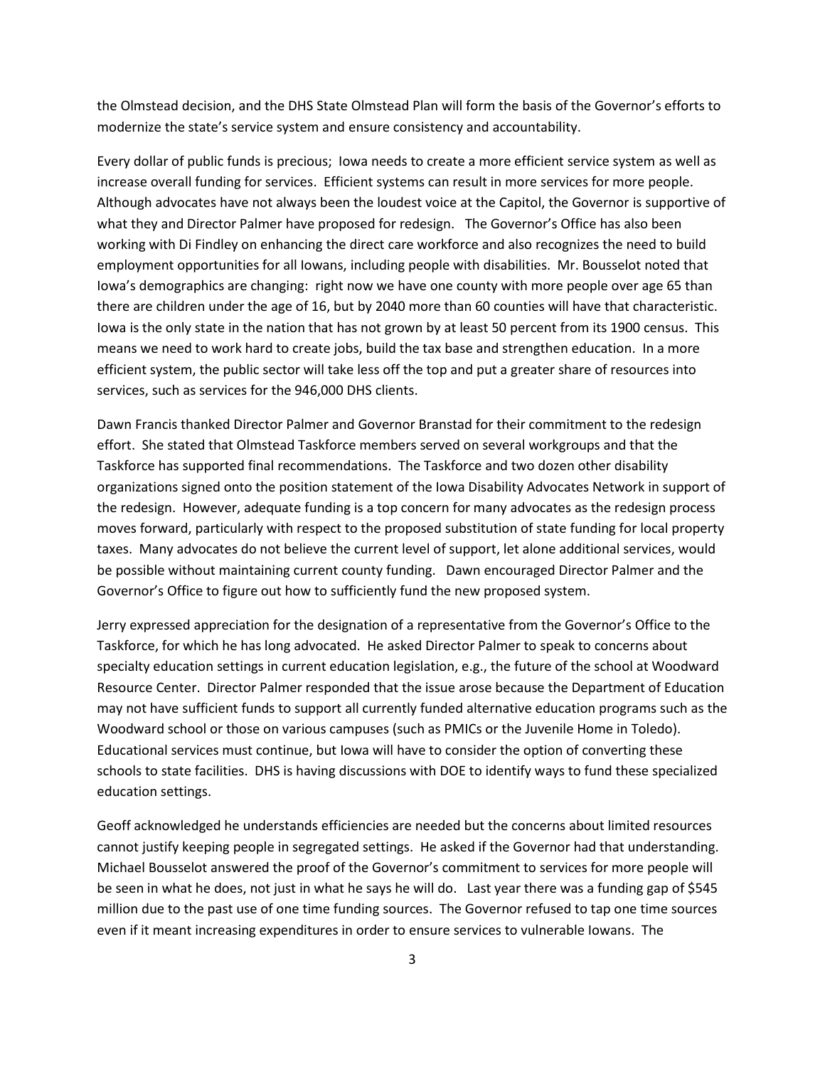the Olmstead decision, and the DHS State Olmstead Plan will form the basis of the Governor's efforts to modernize the state's service system and ensure consistency and accountability.

Every dollar of public funds is precious; Iowa needs to create a more efficient service system as well as increase overall funding for services. Efficient systems can result in more services for more people. Although advocates have not always been the loudest voice at the Capitol, the Governor is supportive of what they and Director Palmer have proposed for redesign. The Governor's Office has also been working with Di Findley on enhancing the direct care workforce and also recognizes the need to build employment opportunities for all Iowans, including people with disabilities. Mr. Bousselot noted that Iowa's demographics are changing: right now we have one county with more people over age 65 than there are children under the age of 16, but by 2040 more than 60 counties will have that characteristic. Iowa is the only state in the nation that has not grown by at least 50 percent from its 1900 census. This means we need to work hard to create jobs, build the tax base and strengthen education. In a more efficient system, the public sector will take less off the top and put a greater share of resources into services, such as services for the 946,000 DHS clients.

Dawn Francis thanked Director Palmer and Governor Branstad for their commitment to the redesign effort. She stated that Olmstead Taskforce members served on several workgroups and that the Taskforce has supported final recommendations. The Taskforce and two dozen other disability organizations signed onto the position statement of the Iowa Disability Advocates Network in support of the redesign. However, adequate funding is a top concern for many advocates as the redesign process moves forward, particularly with respect to the proposed substitution of state funding for local property taxes. Many advocates do not believe the current level of support, let alone additional services, would be possible without maintaining current county funding. Dawn encouraged Director Palmer and the Governor's Office to figure out how to sufficiently fund the new proposed system.

Jerry expressed appreciation for the designation of a representative from the Governor's Office to the Taskforce, for which he has long advocated. He asked Director Palmer to speak to concerns about specialty education settings in current education legislation, e.g., the future of the school at Woodward Resource Center. Director Palmer responded that the issue arose because the Department of Education may not have sufficient funds to support all currently funded alternative education programs such as the Woodward school or those on various campuses (such as PMICs or the Juvenile Home in Toledo). Educational services must continue, but Iowa will have to consider the option of converting these schools to state facilities. DHS is having discussions with DOE to identify ways to fund these specialized education settings.

Geoff acknowledged he understands efficiencies are needed but the concerns about limited resources cannot justify keeping people in segregated settings. He asked if the Governor had that understanding. Michael Bousselot answered the proof of the Governor's commitment to services for more people will be seen in what he does, not just in what he says he will do. Last year there was a funding gap of $545 million due to the past use of one time funding sources. The Governor refused to tap one time sources even if it meant increasing expenditures in order to ensure services to vulnerable Iowans. The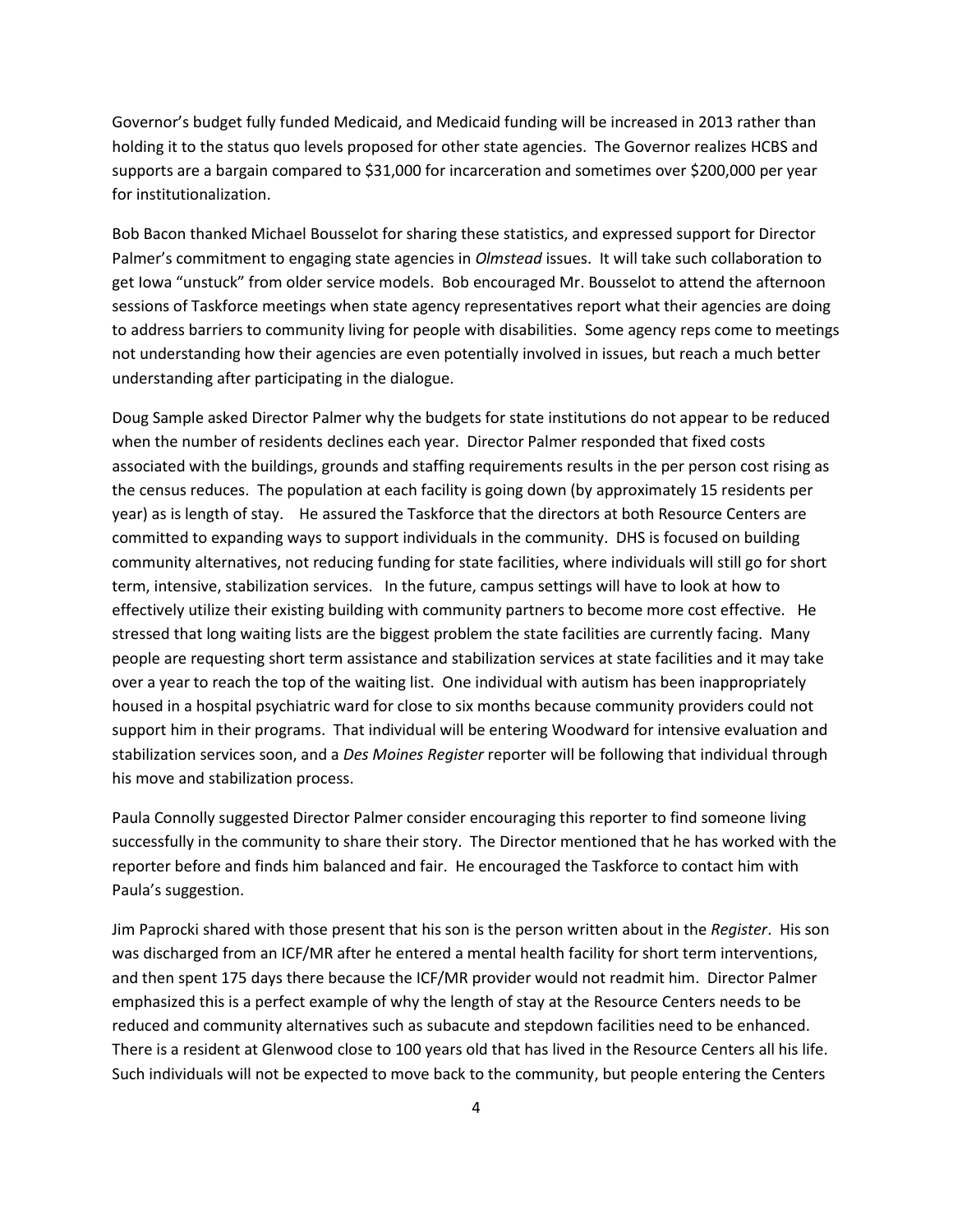Governor's budget fully funded Medicaid, and Medicaid funding will be increased in 2013 rather than holding it to the status quo levels proposed for other state agencies. The Governor realizes HCBS and supports are a bargain compared to $31,000 for incarceration and sometimes over $200,000 per year for institutionalization.

Bob Bacon thanked Michael Bousselot for sharing these statistics, and expressed support for Director Palmer's commitment to engaging state agencies in *Olmstead* issues. It will take such collaboration to get Iowa "unstuck" from older service models. Bob encouraged Mr. Bousselot to attend the afternoon sessions of Taskforce meetings when state agency representatives report what their agencies are doing to address barriers to community living for people with disabilities. Some agency reps come to meetings not understanding how their agencies are even potentially involved in issues, but reach a much better understanding after participating in the dialogue.

Doug Sample asked Director Palmer why the budgets for state institutions do not appear to be reduced when the number of residents declines each year. Director Palmer responded that fixed costs associated with the buildings, grounds and staffing requirements results in the per person cost rising as the census reduces. The population at each facility is going down (by approximately 15 residents per year) as is length of stay. He assured the Taskforce that the directors at both Resource Centers are committed to expanding ways to support individuals in the community. DHS is focused on building community alternatives, not reducing funding for state facilities, where individuals will still go for short term, intensive, stabilization services. In the future, campus settings will have to look at how to effectively utilize their existing building with community partners to become more cost effective. He stressed that long waiting lists are the biggest problem the state facilities are currently facing. Many people are requesting short term assistance and stabilization services at state facilities and it may take over a year to reach the top of the waiting list. One individual with autism has been inappropriately housed in a hospital psychiatric ward for close to six months because community providers could not support him in their programs. That individual will be entering Woodward for intensive evaluation and stabilization services soon, and a *Des Moines Register* reporter will be following that individual through his move and stabilization process.

Paula Connolly suggested Director Palmer consider encouraging this reporter to find someone living successfully in the community to share their story. The Director mentioned that he has worked with the reporter before and finds him balanced and fair. He encouraged the Taskforce to contact him with Paula's suggestion.

Jim Paprocki shared with those present that his son is the person written about in the *Register*. His son was discharged from an ICF/MR after he entered a mental health facility for short term interventions, and then spent 175 days there because the ICF/MR provider would not readmit him. Director Palmer emphasized this is a perfect example of why the length of stay at the Resource Centers needs to be reduced and community alternatives such as subacute and stepdown facilities need to be enhanced. There is a resident at Glenwood close to 100 years old that has lived in the Resource Centers all his life. Such individuals will not be expected to move back to the community, but people entering the Centers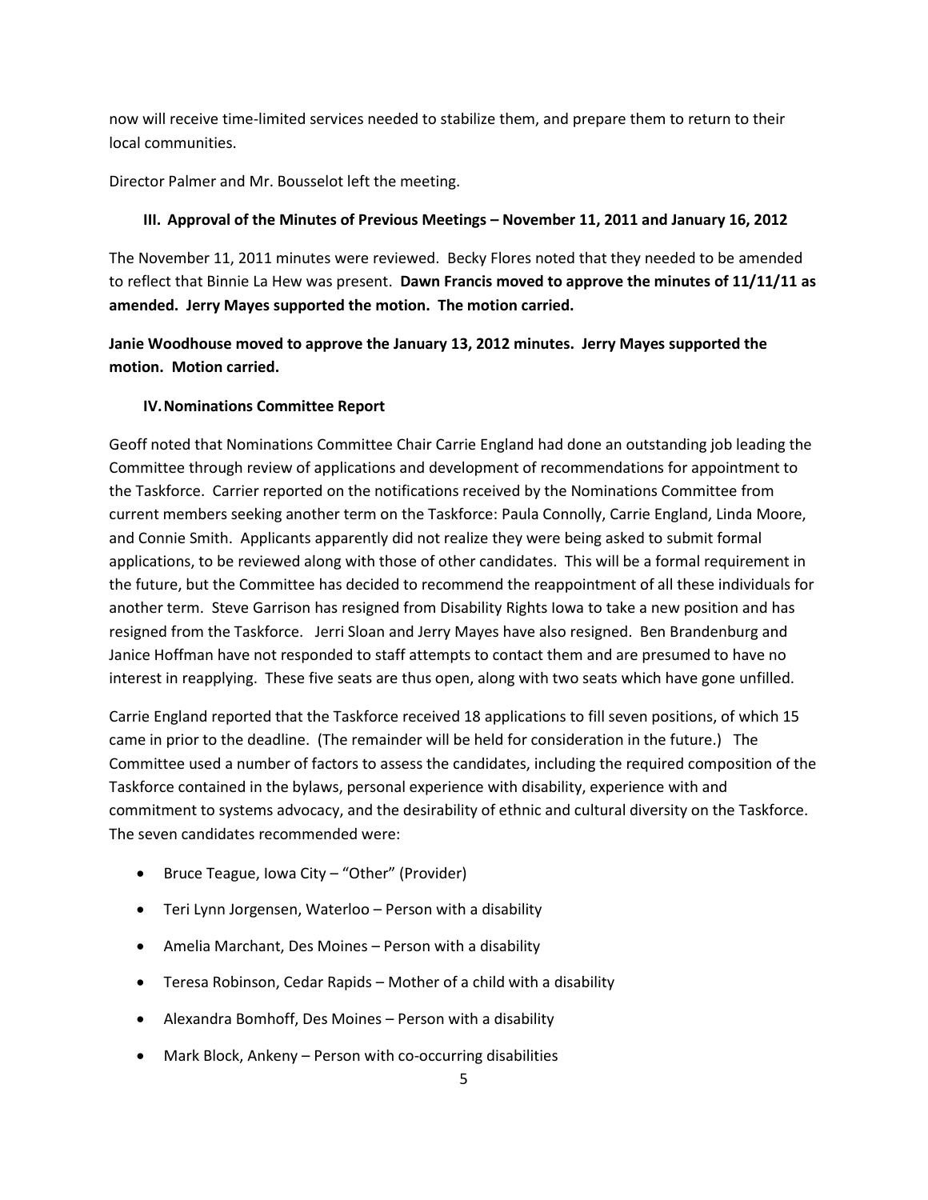now will receive time-limited services needed to stabilize them, and prepare them to return to their local communities.

Director Palmer and Mr. Bousselot left the meeting.

### III. Approval of the Minutes of Previous Meetings – November 11, 2011 and January 16, 2012

The November 11, 2011 minutes were reviewed. Becky Flores noted that they needed to be amended to reflect that Binnie La Hew was present. **Dawn Francis moved to approve the minutes of 11/11/11 as amended. Jerry Mayes supported the motion. The motion carried.**

**Janie Woodhouse moved to approve the January 13, 2012 minutes. Jerry Mayes supported the motion. Motion carried.**

### IV. Nominations Committee Report

Geoff noted that Nominations Committee Chair Carrie England had done an outstanding job leading the Committee through review of applications and development of recommendations for appointment to the Taskforce. Carrier reported on the notifications received by the Nominations Committee from current members seeking another term on the Taskforce: Paula Connolly, Carrie England, Linda Moore, and Connie Smith. Applicants apparently did not realize they were being asked to submit formal applications, to be reviewed along with those of other candidates. This will be a formal requirement in the future, but the Committee has decided to recommend the reappointment of all these individuals for another term. Steve Garrison has resigned from Disability Rights Iowa to take a new position and has resigned from the Taskforce. Jerri Sloan and Jerry Mayes have also resigned. Ben Brandenburg and Janice Hoffman have not responded to staff attempts to contact them and are presumed to have no interest in reapplying. These five seats are thus open, along with two seats which have gone unfilled.

Carrie England reported that the Taskforce received 18 applications to fill seven positions, of which 15 came in prior to the deadline. (The remainder will be held for consideration in the future.) The Committee used a number of factors to assess the candidates, including the required composition of the Taskforce contained in the bylaws, personal experience with disability, experience with and commitment to systems advocacy, and the desirability of ethnic and cultural diversity on the Taskforce. The seven candidates recommended were:

- Bruce Teague, Iowa City – "Other" (Provider)
- Teri Lynn Jorgensen, Waterloo – Person with a disability
- Amelia Marchant, Des Moines – Person with a disability
- Teresa Robinson, Cedar Rapids – Mother of a child with a disability
- Alexandra Bomhoff, Des Moines – Person with a disability
- Mark Block, Ankeny – Person with co-occurring disabilities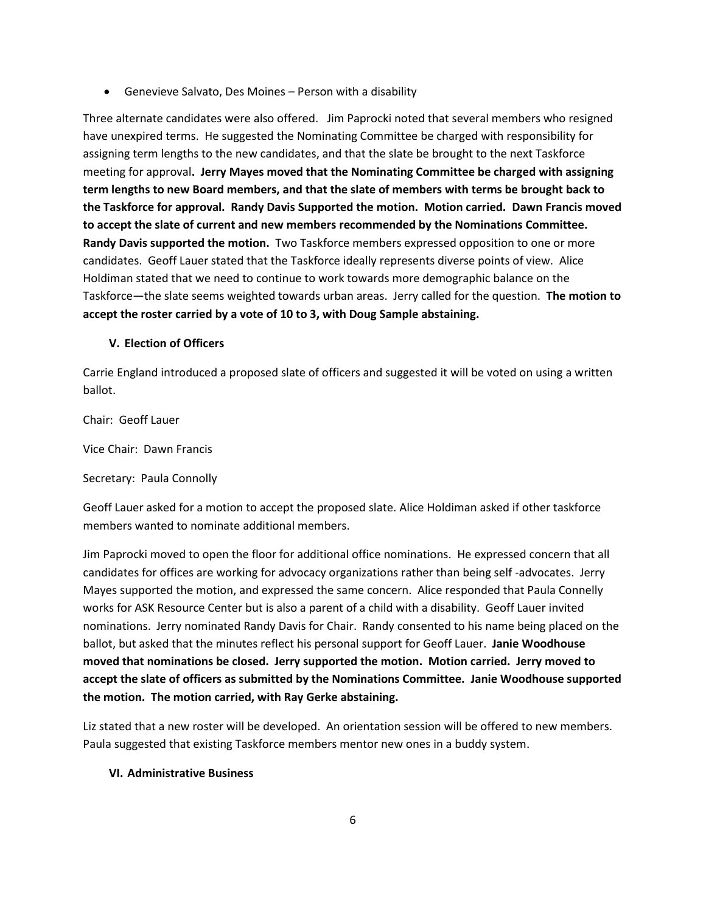- Genevieve Salvato, Des Moines – Person with a disability

Three alternate candidates were also offered. Jim Paprocki noted that several members who resigned have unexpired terms. He suggested the Nominating Committee be charged with responsibility for assigning term lengths to the new candidates, and that the slate be brought to the next Taskforce meeting for approval**. Jerry Mayes moved that the Nominating Committee be charged with assigning term lengths to new Board members, and that the slate of members with terms be brought back to the Taskforce for approval. Randy Davis Supported the motion. Motion carried. Dawn Francis moved to accept the slate of current and new members recommended by the Nominations Committee. Randy Davis supported the motion.** Two Taskforce members expressed opposition to one or more candidates. Geoff Lauer stated that the Taskforce ideally represents diverse points of view. Alice Holdiman stated that we need to continue to work towards more demographic balance on the Taskforce—the slate seems weighted towards urban areas. Jerry called for the question. **The motion to accept the roster carried by a vote of 10 to 3, with Doug Sample abstaining.**

### V. Election of Officers

Carrie England introduced a proposed slate of officers and suggested it will be voted on using a written ballot.

Chair: Geoff Lauer

Vice Chair: Dawn Francis

Secretary: Paula Connolly

Geoff Lauer asked for a motion to accept the proposed slate. Alice Holdiman asked if other taskforce members wanted to nominate additional members.

Jim Paprocki moved to open the floor for additional office nominations. He expressed concern that all candidates for offices are working for advocacy organizations rather than being self -advocates. Jerry Mayes supported the motion, and expressed the same concern. Alice responded that Paula Connelly works for ASK Resource Center but is also a parent of a child with a disability. Geoff Lauer invited nominations. Jerry nominated Randy Davis for Chair. Randy consented to his name being placed on the ballot, but asked that the minutes reflect his personal support for Geoff Lauer. **Janie Woodhouse moved that nominations be closed. Jerry supported the motion. Motion carried. Jerry moved to accept the slate of officers as submitted by the Nominations Committee. Janie Woodhouse supported the motion. The motion carried, with Ray Gerke abstaining.**

Liz stated that a new roster will be developed. An orientation session will be offered to new members. Paula suggested that existing Taskforce members mentor new ones in a buddy system.

### VI. Administrative Business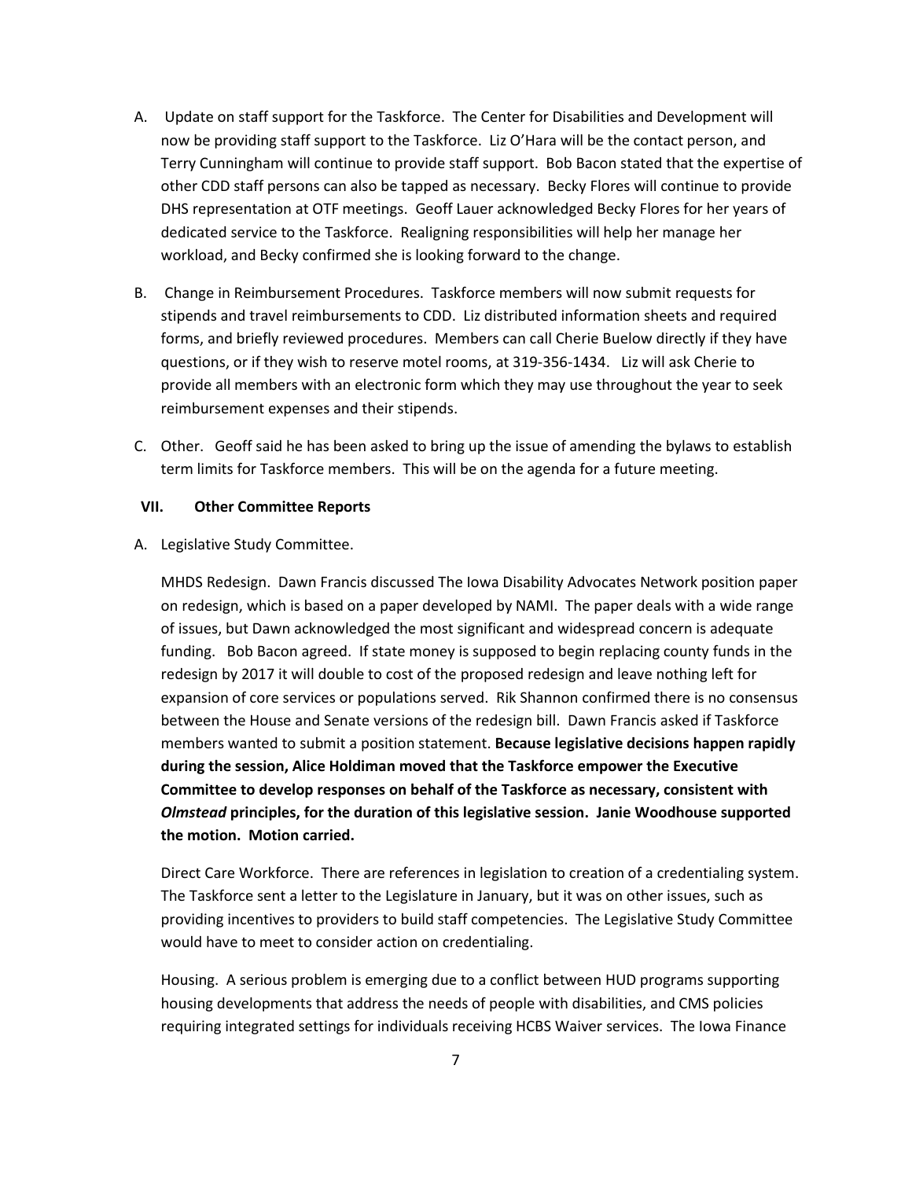A. Update on staff support for the Taskforce. The Center for Disabilities and Development will now be providing staff support to the Taskforce. Liz O'Hara will be the contact person, and Terry Cunningham will continue to provide staff support. Bob Bacon stated that the expertise of other CDD staff persons can also be tapped as necessary. Becky Flores will continue to provide DHS representation at OTF meetings. Geoff Lauer acknowledged Becky Flores for her years of dedicated service to the Taskforce. Realigning responsibilities will help her manage her workload, and Becky confirmed she is looking forward to the change.

B. Change in Reimbursement Procedures. Taskforce members will now submit requests for stipends and travel reimbursements to CDD. Liz distributed information sheets and required forms, and briefly reviewed procedures. Members can call Cherie Buelow directly if they have questions, or if they wish to reserve motel rooms, at 319-356-1434. Liz will ask Cherie to provide all members with an electronic form which they may use throughout the year to seek reimbursement expenses and their stipends.

C. Other. Geoff said he has been asked to bring up the issue of amending the bylaws to establish term limits for Taskforce members. This will be on the agenda for a future meeting.

## VII. Other Committee Reports

A. Legislative Study Committee.

MHDS Redesign. Dawn Francis discussed The Iowa Disability Advocates Network position paper on redesign, which is based on a paper developed by NAMI. The paper deals with a wide range of issues, but Dawn acknowledged the most significant and widespread concern is adequate funding. Bob Bacon agreed. If state money is supposed to begin replacing county funds in the redesign by 2017 it will double to cost of the proposed redesign and leave nothing left for expansion of core services or populations served. Rik Shannon confirmed there is no consensus between the House and Senate versions of the redesign bill. Dawn Francis asked if Taskforce members wanted to submit a position statement. **Because legislative decisions happen rapidly during the session, Alice Holdiman moved that the Taskforce empower the Executive Committee to develop responses on behalf of the Taskforce as necessary, consistent with *Olmstead* principles, for the duration of this legislative session. Janie Woodhouse supported the motion. Motion carried.**

Direct Care Workforce. There are references in legislation to creation of a credentialing system. The Taskforce sent a letter to the Legislature in January, but it was on other issues, such as providing incentives to providers to build staff competencies. The Legislative Study Committee would have to meet to consider action on credentialing.

Housing. A serious problem is emerging due to a conflict between HUD programs supporting housing developments that address the needs of people with disabilities, and CMS policies requiring integrated settings for individuals receiving HCBS Waiver services. The Iowa Finance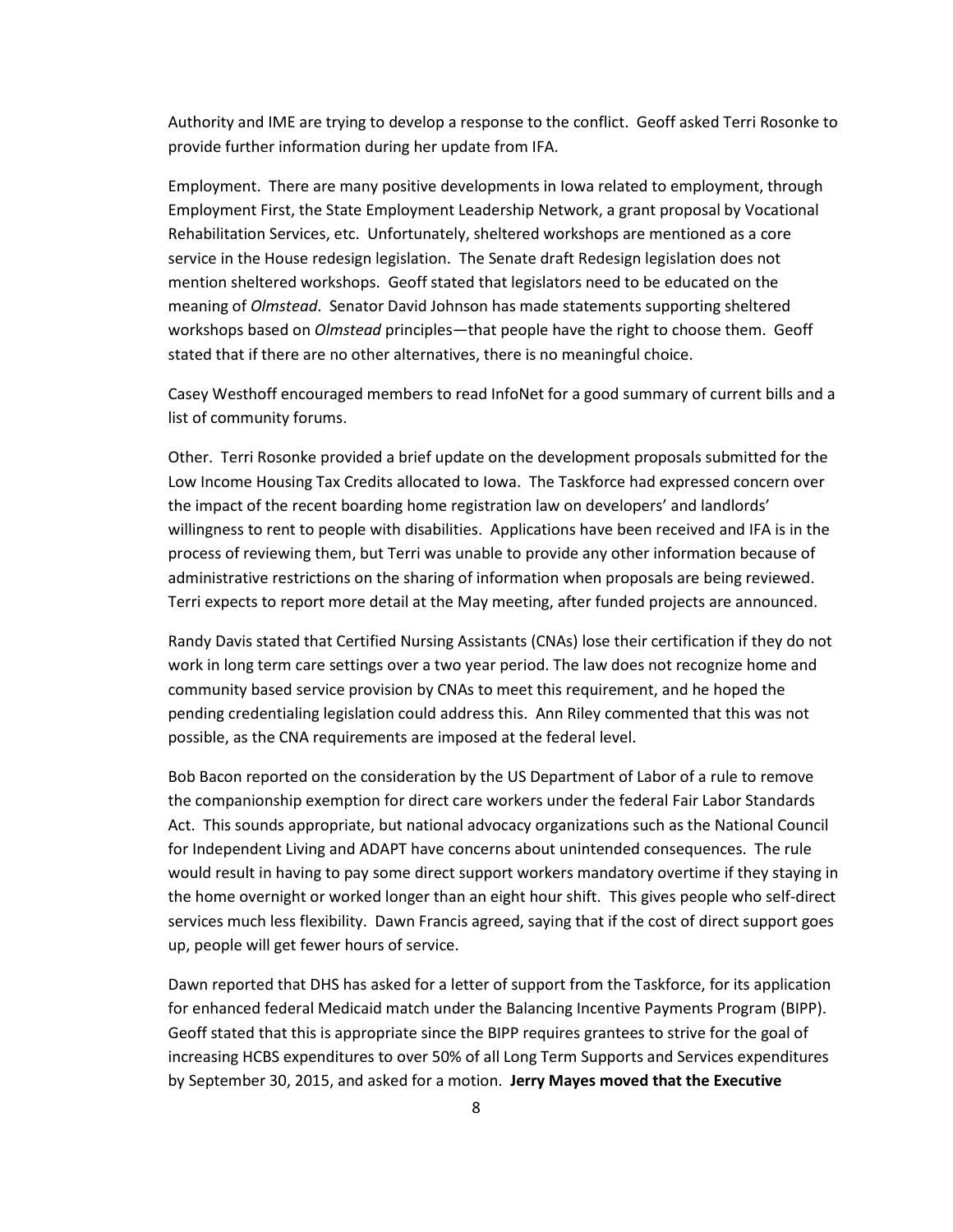Authority and IME are trying to develop a response to the conflict. Geoff asked Terri Rosonke to provide further information during her update from IFA.

Employment. There are many positive developments in Iowa related to employment, through Employment First, the State Employment Leadership Network, a grant proposal by Vocational Rehabilitation Services, etc. Unfortunately, sheltered workshops are mentioned as a core service in the House redesign legislation. The Senate draft Redesign legislation does not mention sheltered workshops. Geoff stated that legislators need to be educated on the meaning of *Olmstead*. Senator David Johnson has made statements supporting sheltered workshops based on *Olmstead* principles—that people have the right to choose them. Geoff stated that if there are no other alternatives, there is no meaningful choice.

Casey Westhoff encouraged members to read InfoNet for a good summary of current bills and a list of community forums.

Other. Terri Rosonke provided a brief update on the development proposals submitted for the Low Income Housing Tax Credits allocated to Iowa. The Taskforce had expressed concern over the impact of the recent boarding home registration law on developers' and landlords' willingness to rent to people with disabilities. Applications have been received and IFA is in the process of reviewing them, but Terri was unable to provide any other information because of administrative restrictions on the sharing of information when proposals are being reviewed. Terri expects to report more detail at the May meeting, after funded projects are announced.

Randy Davis stated that Certified Nursing Assistants (CNAs) lose their certification if they do not work in long term care settings over a two year period. The law does not recognize home and community based service provision by CNAs to meet this requirement, and he hoped the pending credentialing legislation could address this. Ann Riley commented that this was not possible, as the CNA requirements are imposed at the federal level.

Bob Bacon reported on the consideration by the US Department of Labor of a rule to remove the companionship exemption for direct care workers under the federal Fair Labor Standards Act. This sounds appropriate, but national advocacy organizations such as the National Council for Independent Living and ADAPT have concerns about unintended consequences. The rule would result in having to pay some direct support workers mandatory overtime if they staying in the home overnight or worked longer than an eight hour shift. This gives people who self-direct services much less flexibility. Dawn Francis agreed, saying that if the cost of direct support goes up, people will get fewer hours of service.

Dawn reported that DHS has asked for a letter of support from the Taskforce, for its application for enhanced federal Medicaid match under the Balancing Incentive Payments Program (BIPP). Geoff stated that this is appropriate since the BIPP requires grantees to strive for the goal of increasing HCBS expenditures to over 50% of all Long Term Supports and Services expenditures by September 30, 2015, and asked for a motion. **Jerry Mayes moved that the Executive**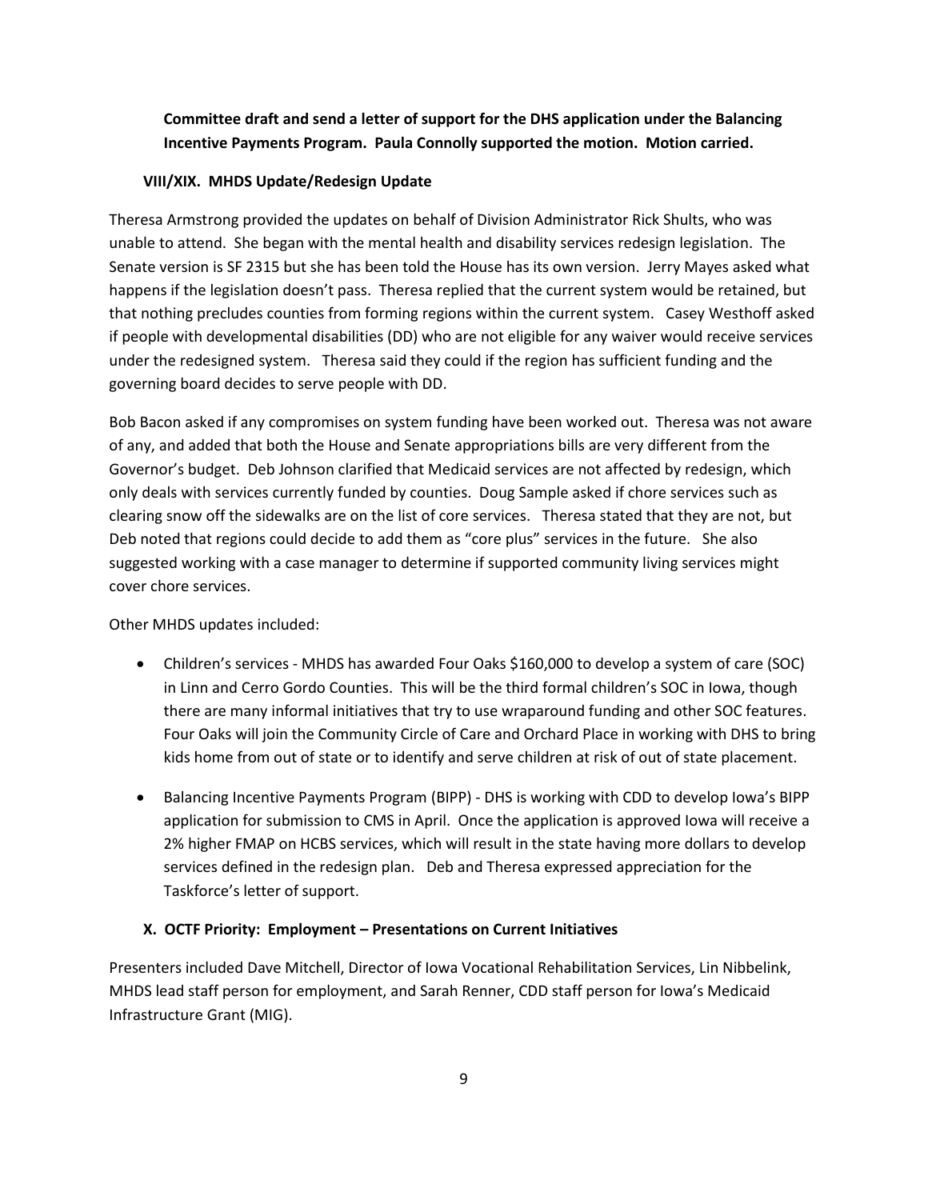**Committee draft and send a letter of support for the DHS application under the Balancing Incentive Payments Program. Paula Connolly supported the motion. Motion carried.**

### VIII/XIX. MHDS Update/Redesign Update

Theresa Armstrong provided the updates on behalf of Division Administrator Rick Shults, who was unable to attend. She began with the mental health and disability services redesign legislation. The Senate version is SF 2315 but she has been told the House has its own version. Jerry Mayes asked what happens if the legislation doesn't pass. Theresa replied that the current system would be retained, but that nothing precludes counties from forming regions within the current system. Casey Westhoff asked if people with developmental disabilities (DD) who are not eligible for any waiver would receive services under the redesigned system. Theresa said they could if the region has sufficient funding and the governing board decides to serve people with DD.

Bob Bacon asked if any compromises on system funding have been worked out. Theresa was not aware of any, and added that both the House and Senate appropriations bills are very different from the Governor's budget. Deb Johnson clarified that Medicaid services are not affected by redesign, which only deals with services currently funded by counties. Doug Sample asked if chore services such as clearing snow off the sidewalks are on the list of core services. Theresa stated that they are not, but Deb noted that regions could decide to add them as "core plus" services in the future. She also suggested working with a case manager to determine if supported community living services might cover chore services.

Other MHDS updates included:

- Children's services - MHDS has awarded Four Oaks $160,000 to develop a system of care (SOC) in Linn and Cerro Gordo Counties. This will be the third formal children's SOC in Iowa, though there are many informal initiatives that try to use wraparound funding and other SOC features. Four Oaks will join the Community Circle of Care and Orchard Place in working with DHS to bring kids home from out of state or to identify and serve children at risk of out of state placement.
- Balancing Incentive Payments Program (BIPP) - DHS is working with CDD to develop Iowa's BIPP application for submission to CMS in April. Once the application is approved Iowa will receive a 2% higher FMAP on HCBS services, which will result in the state having more dollars to develop services defined in the redesign plan. Deb and Theresa expressed appreciation for the Taskforce's letter of support.

### X. OCTF Priority: Employment – Presentations on Current Initiatives

Presenters included Dave Mitchell, Director of Iowa Vocational Rehabilitation Services, Lin Nibbelink, MHDS lead staff person for employment, and Sarah Renner, CDD staff person for Iowa's Medicaid Infrastructure Grant (MIG).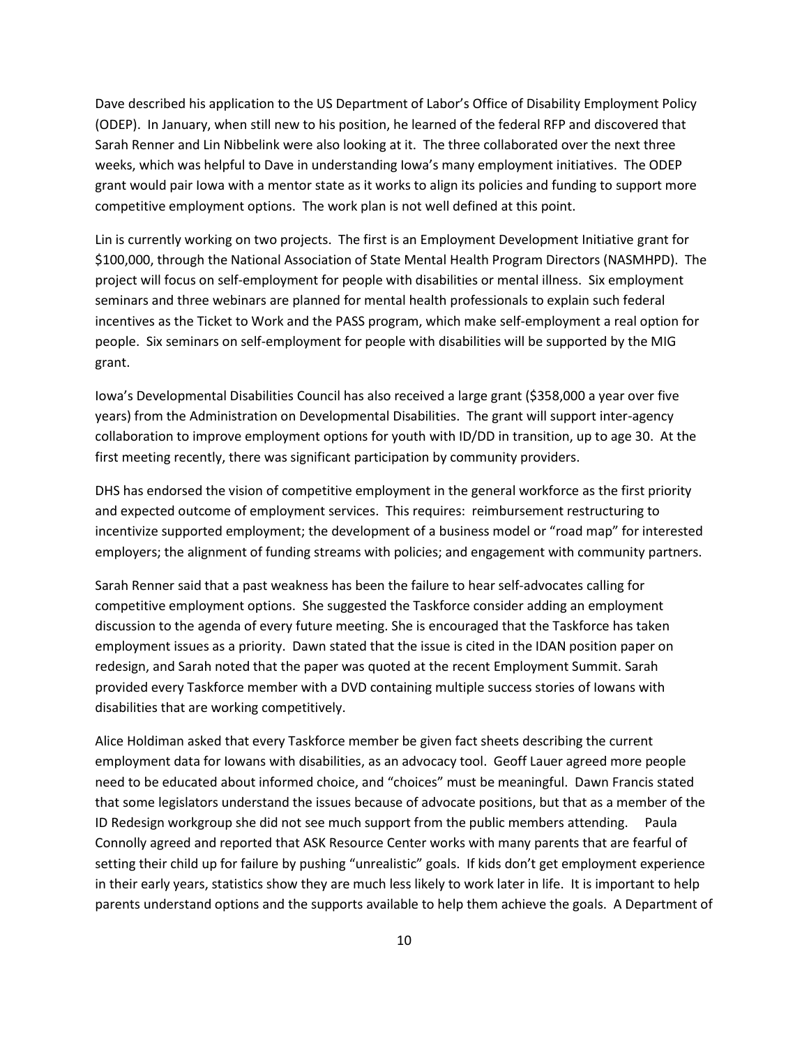Dave described his application to the US Department of Labor's Office of Disability Employment Policy (ODEP). In January, when still new to his position, he learned of the federal RFP and discovered that Sarah Renner and Lin Nibbelink were also looking at it. The three collaborated over the next three weeks, which was helpful to Dave in understanding Iowa's many employment initiatives. The ODEP grant would pair Iowa with a mentor state as it works to align its policies and funding to support more competitive employment options. The work plan is not well defined at this point.

Lin is currently working on two projects. The first is an Employment Development Initiative grant for $100,000, through the National Association of State Mental Health Program Directors (NASMHPD). The project will focus on self-employment for people with disabilities or mental illness. Six employment seminars and three webinars are planned for mental health professionals to explain such federal incentives as the Ticket to Work and the PASS program, which make self-employment a real option for people. Six seminars on self-employment for people with disabilities will be supported by the MIG grant.

Iowa's Developmental Disabilities Council has also received a large grant ($358,000 a year over five years) from the Administration on Developmental Disabilities. The grant will support inter-agency collaboration to improve employment options for youth with ID/DD in transition, up to age 30. At the first meeting recently, there was significant participation by community providers.

DHS has endorsed the vision of competitive employment in the general workforce as the first priority and expected outcome of employment services. This requires: reimbursement restructuring to incentivize supported employment; the development of a business model or "road map" for interested employers; the alignment of funding streams with policies; and engagement with community partners.

Sarah Renner said that a past weakness has been the failure to hear self-advocates calling for competitive employment options. She suggested the Taskforce consider adding an employment discussion to the agenda of every future meeting. She is encouraged that the Taskforce has taken employment issues as a priority. Dawn stated that the issue is cited in the IDAN position paper on redesign, and Sarah noted that the paper was quoted at the recent Employment Summit. Sarah provided every Taskforce member with a DVD containing multiple success stories of Iowans with disabilities that are working competitively.

Alice Holdiman asked that every Taskforce member be given fact sheets describing the current employment data for Iowans with disabilities, as an advocacy tool. Geoff Lauer agreed more people need to be educated about informed choice, and "choices" must be meaningful. Dawn Francis stated that some legislators understand the issues because of advocate positions, but that as a member of the ID Redesign workgroup she did not see much support from the public members attending. Paula Connolly agreed and reported that ASK Resource Center works with many parents that are fearful of setting their child up for failure by pushing "unrealistic" goals. If kids don't get employment experience in their early years, statistics show they are much less likely to work later in life. It is important to help parents understand options and the supports available to help them achieve the goals. A Department of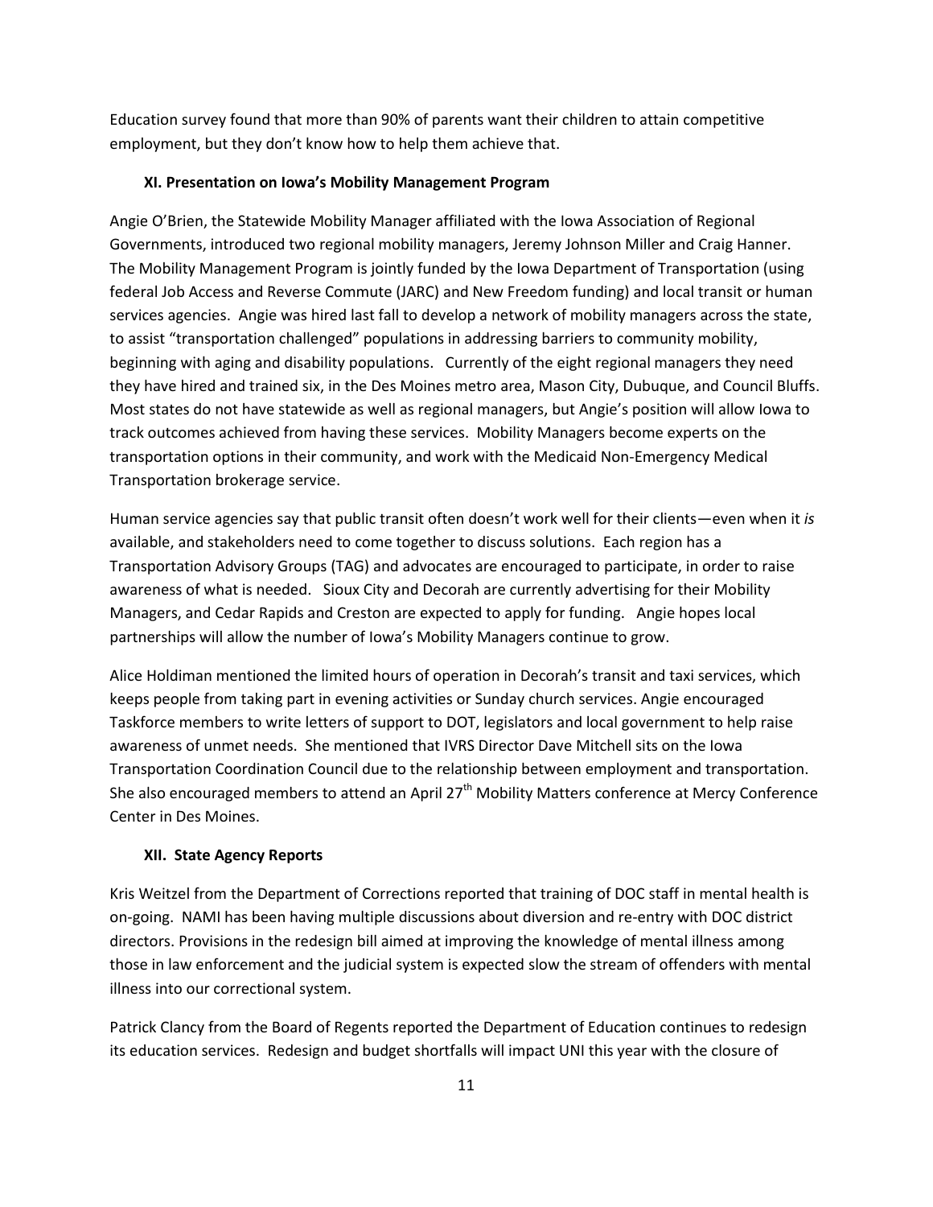Education survey found that more than 90% of parents want their children to attain competitive employment, but they don't know how to help them achieve that.

### XI. Presentation on Iowa's Mobility Management Program

Angie O'Brien, the Statewide Mobility Manager affiliated with the Iowa Association of Regional Governments, introduced two regional mobility managers, Jeremy Johnson Miller and Craig Hanner. The Mobility Management Program is jointly funded by the Iowa Department of Transportation (using federal Job Access and Reverse Commute (JARC) and New Freedom funding) and local transit or human services agencies. Angie was hired last fall to develop a network of mobility managers across the state, to assist "transportation challenged" populations in addressing barriers to community mobility, beginning with aging and disability populations. Currently of the eight regional managers they need they have hired and trained six, in the Des Moines metro area, Mason City, Dubuque, and Council Bluffs. Most states do not have statewide as well as regional managers, but Angie's position will allow Iowa to track outcomes achieved from having these services. Mobility Managers become experts on the transportation options in their community, and work with the Medicaid Non-Emergency Medical Transportation brokerage service.

Human service agencies say that public transit often doesn't work well for their clients—even when it *is* available, and stakeholders need to come together to discuss solutions. Each region has a Transportation Advisory Groups (TAG) and advocates are encouraged to participate, in order to raise awareness of what is needed. Sioux City and Decorah are currently advertising for their Mobility Managers, and Cedar Rapids and Creston are expected to apply for funding. Angie hopes local partnerships will allow the number of Iowa's Mobility Managers continue to grow.

Alice Holdiman mentioned the limited hours of operation in Decorah's transit and taxi services, which keeps people from taking part in evening activities or Sunday church services. Angie encouraged Taskforce members to write letters of support to DOT, legislators and local government to help raise awareness of unmet needs. She mentioned that IVRS Director Dave Mitchell sits on the Iowa Transportation Coordination Council due to the relationship between employment and transportation. She also encouraged members to attend an April 27th Mobility Matters conference at Mercy Conference Center in Des Moines.

### XII. State Agency Reports

Kris Weitzel from the Department of Corrections reported that training of DOC staff in mental health is on-going. NAMI has been having multiple discussions about diversion and re-entry with DOC district directors. Provisions in the redesign bill aimed at improving the knowledge of mental illness among those in law enforcement and the judicial system is expected slow the stream of offenders with mental illness into our correctional system.

Patrick Clancy from the Board of Regents reported the Department of Education continues to redesign its education services. Redesign and budget shortfalls will impact UNI this year with the closure of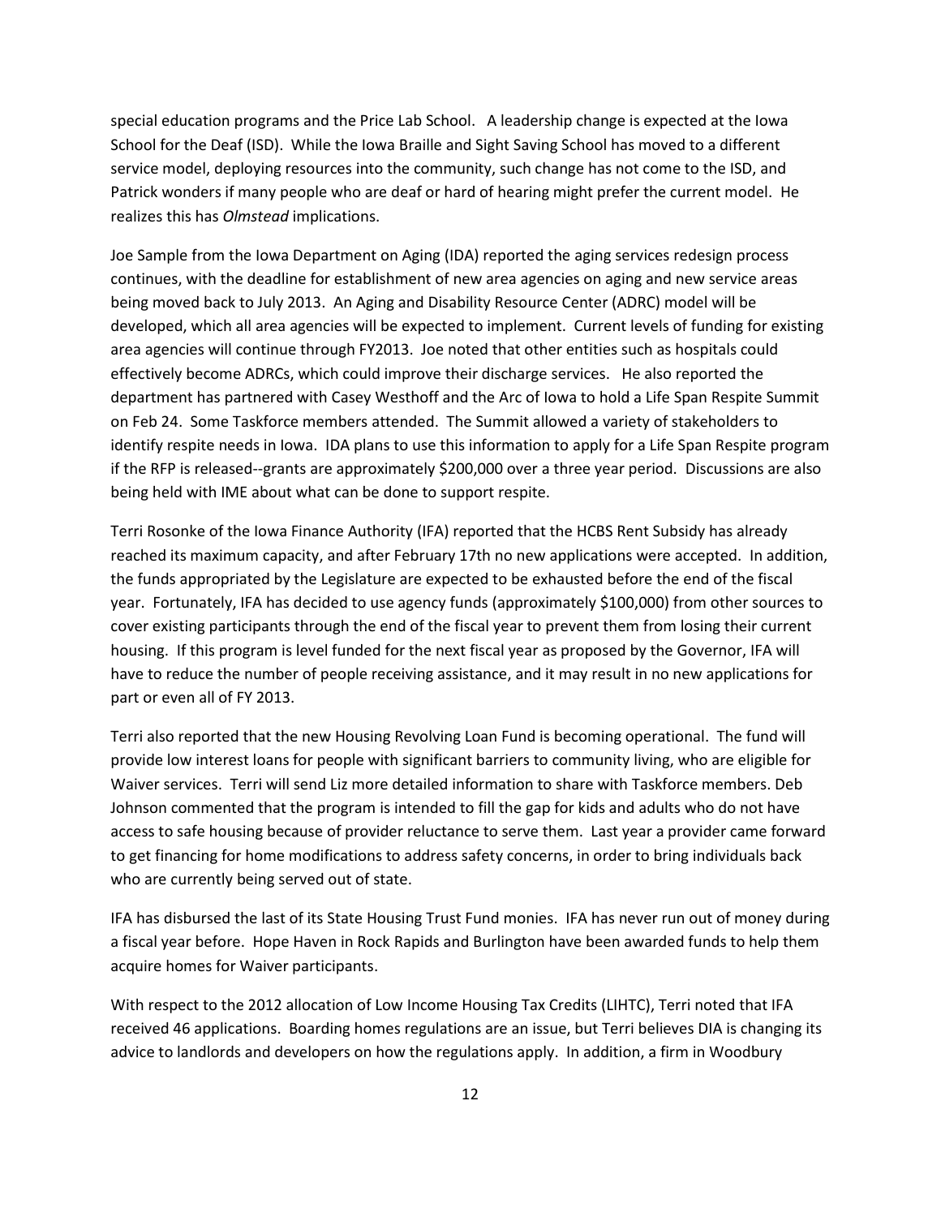special education programs and the Price Lab School. A leadership change is expected at the Iowa School for the Deaf (ISD). While the Iowa Braille and Sight Saving School has moved to a different service model, deploying resources into the community, such change has not come to the ISD, and Patrick wonders if many people who are deaf or hard of hearing might prefer the current model. He realizes this has *Olmstead* implications.

Joe Sample from the Iowa Department on Aging (IDA) reported the aging services redesign process continues, with the deadline for establishment of new area agencies on aging and new service areas being moved back to July 2013. An Aging and Disability Resource Center (ADRC) model will be developed, which all area agencies will be expected to implement. Current levels of funding for existing area agencies will continue through FY2013. Joe noted that other entities such as hospitals could effectively become ADRCs, which could improve their discharge services. He also reported the department has partnered with Casey Westhoff and the Arc of Iowa to hold a Life Span Respite Summit on Feb 24. Some Taskforce members attended. The Summit allowed a variety of stakeholders to identify respite needs in Iowa. IDA plans to use this information to apply for a Life Span Respite program if the RFP is released--grants are approximately $200,000 over a three year period. Discussions are also being held with IME about what can be done to support respite.

Terri Rosonke of the Iowa Finance Authority (IFA) reported that the HCBS Rent Subsidy has already reached its maximum capacity, and after February 17th no new applications were accepted. In addition, the funds appropriated by the Legislature are expected to be exhausted before the end of the fiscal year. Fortunately, IFA has decided to use agency funds (approximately $100,000) from other sources to cover existing participants through the end of the fiscal year to prevent them from losing their current housing. If this program is level funded for the next fiscal year as proposed by the Governor, IFA will have to reduce the number of people receiving assistance, and it may result in no new applications for part or even all of FY 2013.

Terri also reported that the new Housing Revolving Loan Fund is becoming operational. The fund will provide low interest loans for people with significant barriers to community living, who are eligible for Waiver services. Terri will send Liz more detailed information to share with Taskforce members. Deb Johnson commented that the program is intended to fill the gap for kids and adults who do not have access to safe housing because of provider reluctance to serve them. Last year a provider came forward to get financing for home modifications to address safety concerns, in order to bring individuals back who are currently being served out of state.

IFA has disbursed the last of its State Housing Trust Fund monies. IFA has never run out of money during a fiscal year before. Hope Haven in Rock Rapids and Burlington have been awarded funds to help them acquire homes for Waiver participants.

With respect to the 2012 allocation of Low Income Housing Tax Credits (LIHTC), Terri noted that IFA received 46 applications. Boarding homes regulations are an issue, but Terri believes DIA is changing its advice to landlords and developers on how the regulations apply. In addition, a firm in Woodbury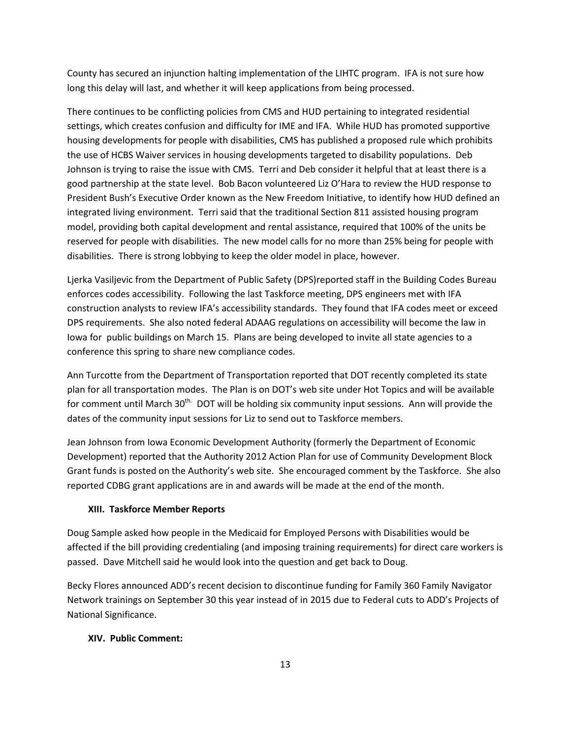County has secured an injunction halting implementation of the LIHTC program. IFA is not sure how long this delay will last, and whether it will keep applications from being processed.

There continues to be conflicting policies from CMS and HUD pertaining to integrated residential settings, which creates confusion and difficulty for IME and IFA. While HUD has promoted supportive housing developments for people with disabilities, CMS has published a proposed rule which prohibits the use of HCBS Waiver services in housing developments targeted to disability populations. Deb Johnson is trying to raise the issue with CMS. Terri and Deb consider it helpful that at least there is a good partnership at the state level. Bob Bacon volunteered Liz O'Hara to review the HUD response to President Bush's Executive Order known as the New Freedom Initiative, to identify how HUD defined an integrated living environment. Terri said that the traditional Section 811 assisted housing program model, providing both capital development and rental assistance, required that 100% of the units be reserved for people with disabilities. The new model calls for no more than 25% being for people with disabilities. There is strong lobbying to keep the older model in place, however.

Ljerka Vasiljevic from the Department of Public Safety (DPS)reported staff in the Building Codes Bureau enforces codes accessibility. Following the last Taskforce meeting, DPS engineers met with IFA construction analysts to review IFA's accessibility standards. They found that IFA codes meet or exceed DPS requirements. She also noted federal ADAAG regulations on accessibility will become the law in Iowa for public buildings on March 15. Plans are being developed to invite all state agencies to a conference this spring to share new compliance codes.

Ann Turcotte from the Department of Transportation reported that DOT recently completed its state plan for all transportation modes. The Plan is on DOT's web site under Hot Topics and will be available for comment until March 30th. DOT will be holding six community input sessions. Ann will provide the dates of the community input sessions for Liz to send out to Taskforce members.

Jean Johnson from Iowa Economic Development Authority (formerly the Department of Economic Development) reported that the Authority 2012 Action Plan for use of Community Development Block Grant funds is posted on the Authority's web site. She encouraged comment by the Taskforce. She also reported CDBG grant applications are in and awards will be made at the end of the month.

**XIII. Taskforce Member Reports**

Doug Sample asked how people in the Medicaid for Employed Persons with Disabilities would be affected if the bill providing credentialing (and imposing training requirements) for direct care workers is passed. Dave Mitchell said he would look into the question and get back to Doug.

Becky Flores announced ADD's recent decision to discontinue funding for Family 360 Family Navigator Network trainings on September 30 this year instead of in 2015 due to Federal cuts to ADD's Projects of National Significance.

**XIV. Public Comment:**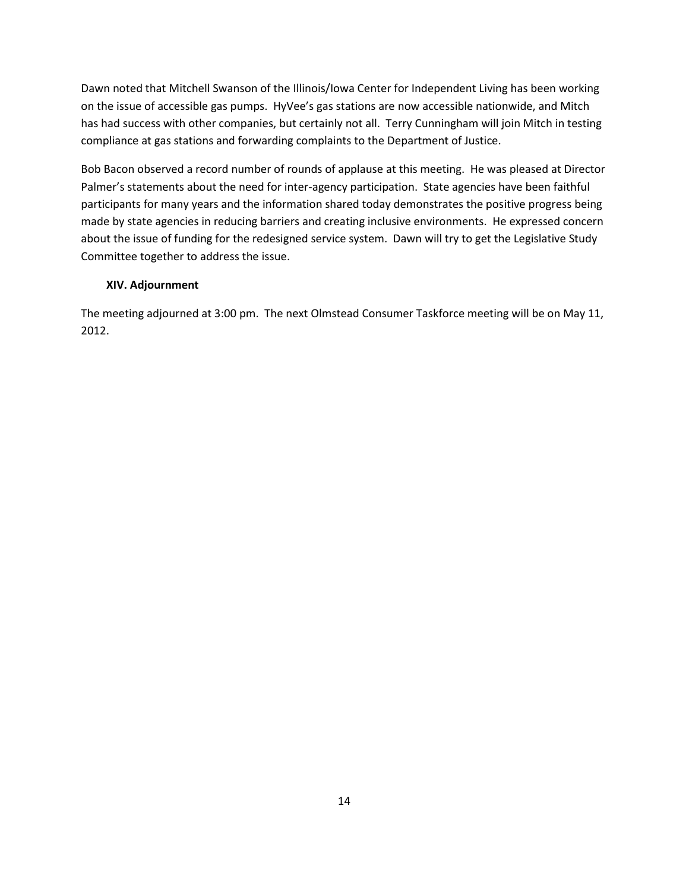Dawn noted that Mitchell Swanson of the Illinois/Iowa Center for Independent Living has been working on the issue of accessible gas pumps. HyVee's gas stations are now accessible nationwide, and Mitch has had success with other companies, but certainly not all. Terry Cunningham will join Mitch in testing compliance at gas stations and forwarding complaints to the Department of Justice.

Bob Bacon observed a record number of rounds of applause at this meeting. He was pleased at Director Palmer's statements about the need for inter-agency participation. State agencies have been faithful participants for many years and the information shared today demonstrates the positive progress being made by state agencies in reducing barriers and creating inclusive environments. He expressed concern about the issue of funding for the redesigned service system. Dawn will try to get the Legislative Study Committee together to address the issue.

**XIV. Adjournment**

The meeting adjourned at 3:00 pm. The next Olmstead Consumer Taskforce meeting will be on May 11, 2012.